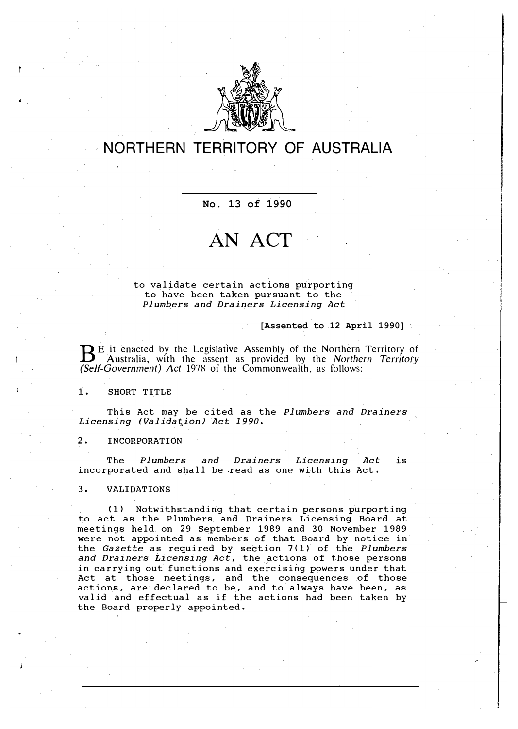# NORTHERN TERRITORY OF AUSTRALIA

**No. 13 of 1990**

# AN ACT

to validate certain actions purporting to have been taken pursuant to the *Plumbers and Drainers Licensing Act*

[Assented to 12 April 1990]

BE it enacted by the Legislative Assembly of the Northern Territory of Australia, with the assent as provided by the *Northern Territory (Self-Government) Act* 1978 of the Commonwealth, as follows:

## 1. SHORT TITLE

This Act may be cited as the *Plumbers and Drainers Licensing (Validation) Act 1990*.

## 2. INCORPORATION

The *Plumbers and Drainers Licensing Act* is incorporated and shall be read as one with this Act.

## 3. VALIDATIONS

(1) Notwithstanding that certain persons purporting to act as the Plumbers and Drainers Licensing Board at meetings held on 29 September 1989 and 30 November 1989 were not appointed as members of that Board by notice in the *Gazette* as required by section 7(1) of the *Plumbers and Drainers Licensing Act*, the actions of those persons in carrying out functions and exercising powers under that Act at those meetings, and the consequences of those actions, are declared to be, and to always have been, as valid and effectual as if the actions had been taken by the Board properly appointed.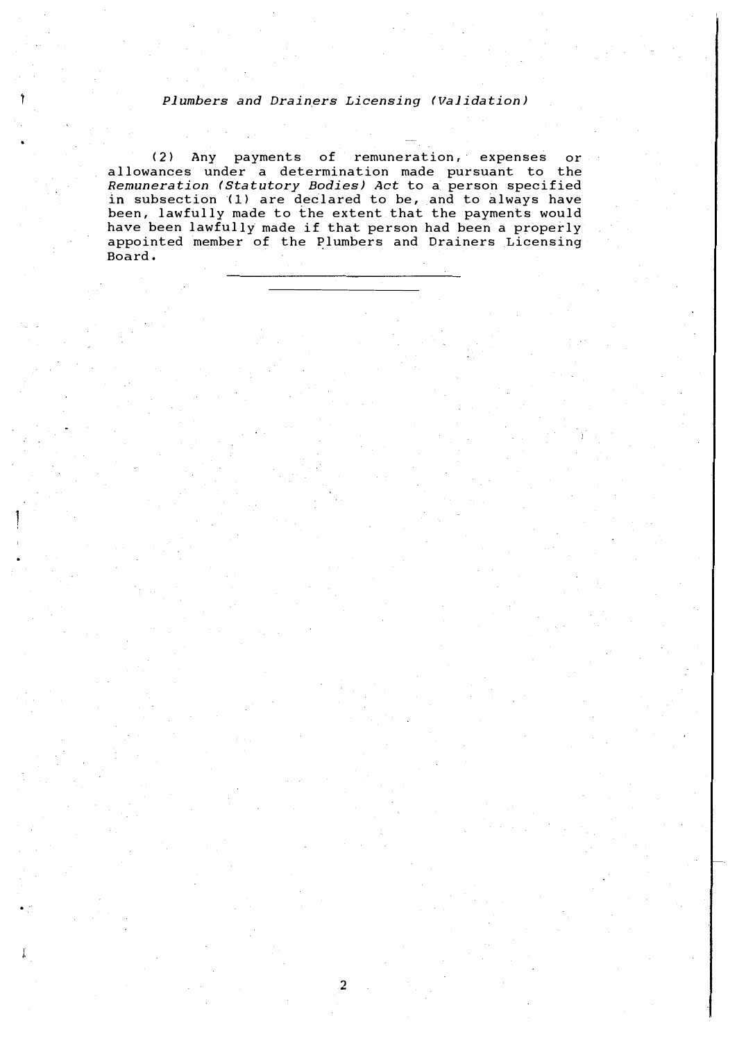(2) Any payments of remuneration, expenses or allowances under a determination made pursuant to the *Remuneration (Statutory Bodies) Act* to a person specified in subsection (1) are declared to be, and to always have been, lawfully made to the extent that the payments would have been lawfully made if that person had been a properly appointed member of the Plumbers and Drainers Licensing Board.